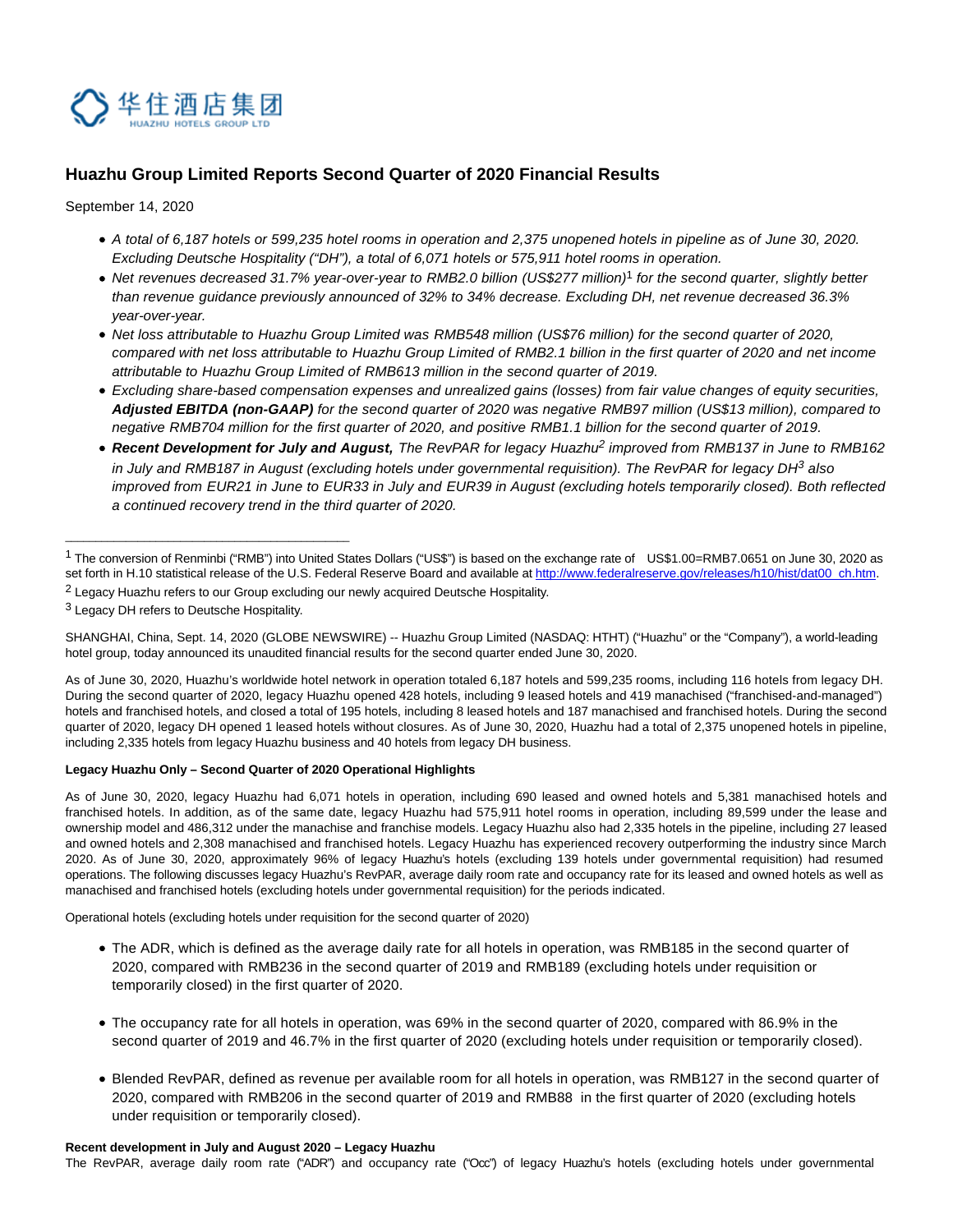华住酒店集团

HUAZHU HOTELS GROUP LTD

# Huazhu Group Limited Reports Second Quarter of 2020 Financial Results

September 14, 2020

- *A total of 6,187 hotels or 599,235 hotel rooms in operation and 2,375 unopened hotels in pipeline as of June 30, 2020. Excluding Deutsche Hospitality ("DH"), a total of 6,071 hotels or 575,911 hotel rooms in operation.*
- *Net revenues decreased 31.7% year-over-year to RMB2.0 billion (US$277 million)*[1] *for the second quarter, slightly better than revenue guidance previously announced of 32% to 34% decrease. Excluding DH, net revenue decreased 36.3% year-over-year.*
- *Net loss attributable to Huazhu Group Limited was RMB548 million (US$76 million) for the second quarter of 2020, compared with net loss attributable to Huazhu Group Limited of RMB2.1 billion in the first quarter of 2020 and net income attributable to Huazhu Group Limited of RMB613 million in the second quarter of 2019.*
- *Excluding share-based compensation expenses and unrealized gains (losses) from fair value changes of equity securities,* ***Adjusted EBITDA (non-GAAP)*** *for the second quarter of 2020 was negative RMB97 million (US$13 million), compared to negative RMB704 million for the first quarter of 2020, and positive RMB1.1 billion for the second quarter of 2019.*
- ***Recent Development for July and August,*** *The RevPAR for legacy Huazhu*[2] *improved from RMB137 in June to RMB162 in July and RMB187 in August (excluding hotels under governmental requisition). The RevPAR for legacy DH*[3] *also improved from EUR21 in June to EUR33 in July and EUR39 in August (excluding hotels temporarily closed). Both reflected a continued recovery trend in the third quarter of 2020.*

---

[1] The conversion of Renminbi ("RMB") into United States Dollars ("US$") is based on the exchange rate of US$1.00=RMB7.0651 on June 30, 2020 as set forth in H.10 statistical release of the U.S. Federal Reserve Board and available at http://www.federalreserve.gov/releases/h10/hist/dat00_ch.htm.

[2] Legacy Huazhu refers to our Group excluding our newly acquired Deutsche Hospitality.

[3] Legacy DH refers to Deutsche Hospitality.

SHANGHAI, China, Sept. 14, 2020 (GLOBE NEWSWIRE) -- Huazhu Group Limited (NASDAQ: HTHT) ("Huazhu" or the "Company"), a world-leading hotel group, today announced its unaudited financial results for the second quarter ended June 30, 2020.

As of June 30, 2020, Huazhu's worldwide hotel network in operation totaled 6,187 hotels and 599,235 rooms, including 116 hotels from legacy DH. During the second quarter of 2020, legacy Huazhu opened 428 hotels, including 9 leased hotels and 419 manachised ("franchised-and-managed") hotels and franchised hotels, and closed a total of 195 hotels, including 8 leased hotels and 187 manachised and franchised hotels. During the second quarter of 2020, legacy DH opened 1 leased hotels without closures. As of June 30, 2020, Huazhu had a total of 2,375 unopened hotels in pipeline, including 2,335 hotels from legacy Huazhu business and 40 hotels from legacy DH business.

**Legacy Huazhu Only – Second Quarter of 2020 Operational Highlights**

As of June 30, 2020, legacy Huazhu had 6,071 hotels in operation, including 690 leased and owned hotels and 5,381 manachised hotels and franchised hotels. In addition, as of the same date, legacy Huazhu had 575,911 hotel rooms in operation, including 89,599 under the lease and ownership model and 486,312 under the manachise and franchise models. Legacy Huazhu also had 2,335 hotels in the pipeline, including 27 leased and owned hotels and 2,308 manachised and franchised hotels. Legacy Huazhu has experienced recovery outperforming the industry since March 2020. As of June 30, 2020, approximately 96% of legacy Huazhu's hotels (excluding 139 hotels under governmental requisition) had resumed operations. The following discusses legacy Huazhu's RevPAR, average daily room rate and occupancy rate for its leased and owned hotels as well as manachised and franchised hotels (excluding hotels under governmental requisition) for the periods indicated.

Operational hotels (excluding hotels under requisition for the second quarter of 2020)

- The ADR, which is defined as the average daily rate for all hotels in operation, was RMB185 in the second quarter of 2020, compared with RMB236 in the second quarter of 2019 and RMB189 (excluding hotels under requisition or temporarily closed) in the first quarter of 2020.
- The occupancy rate for all hotels in operation, was 69% in the second quarter of 2020, compared with 86.9% in the second quarter of 2019 and 46.7% in the first quarter of 2020 (excluding hotels under requisition or temporarily closed).
- Blended RevPAR, defined as revenue per available room for all hotels in operation, was RMB127 in the second quarter of 2020, compared with RMB206 in the second quarter of 2019 and RMB88 in the first quarter of 2020 (excluding hotels under requisition or temporarily closed).

**Recent development in July and August 2020 – Legacy Huazhu**

The RevPAR, average daily room rate ("ADR") and occupancy rate ("Occ") of legacy Huazhu's hotels (excluding hotels under governmental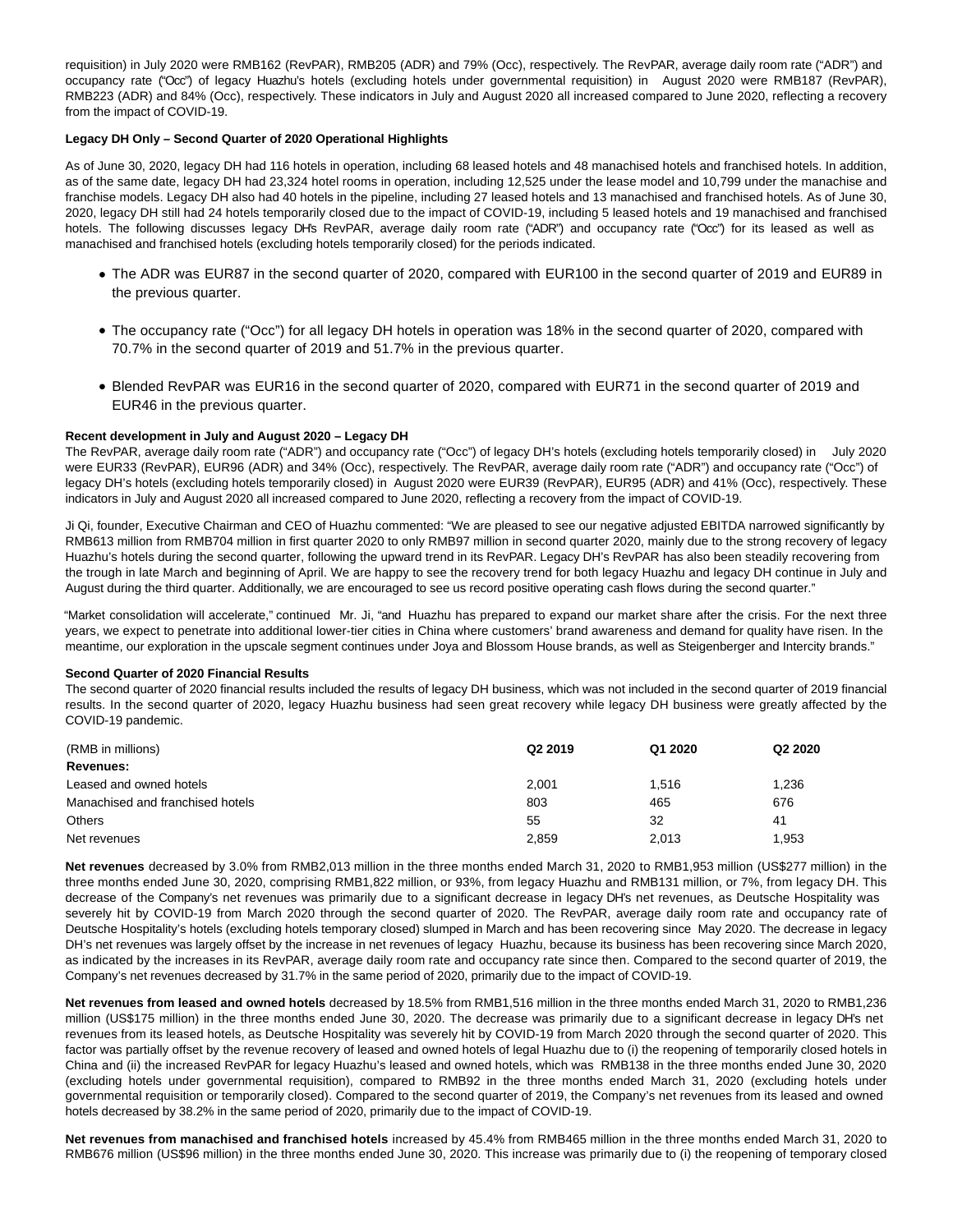requisition) in July 2020 were RMB162 (RevPAR), RMB205 (ADR) and 79% (Occ), respectively. The RevPAR, average daily room rate ("ADR") and occupancy rate ("Occ") of legacy Huazhu's hotels (excluding hotels under governmental requisition) in August 2020 were RMB187 (RevPAR), RMB223 (ADR) and 84% (Occ), respectively. These indicators in July and August 2020 all increased compared to June 2020, reflecting a recovery from the impact of COVID-19.

**Legacy DH Only – Second Quarter of 2020 Operational Highlights**

As of June 30, 2020, legacy DH had 116 hotels in operation, including 68 leased hotels and 48 manachised hotels and franchised hotels. In addition, as of the same date, legacy DH had 23,324 hotel rooms in operation, including 12,525 under the lease model and 10,799 under the manachise and franchise models. Legacy DH also had 40 hotels in the pipeline, including 27 leased hotels and 13 manachised and franchised hotels. As of June 30, 2020, legacy DH still had 24 hotels temporarily closed due to the impact of COVID-19, including 5 leased hotels and 19 manachised and franchised hotels. The following discusses legacy DH's RevPAR, average daily room rate ("ADR") and occupancy rate ("Occ") for its leased as well as manachised and franchised hotels (excluding hotels temporarily closed) for the periods indicated.

- The ADR was EUR87 in the second quarter of 2020, compared with EUR100 in the second quarter of 2019 and EUR89 in the previous quarter.
- The occupancy rate ("Occ") for all legacy DH hotels in operation was 18% in the second quarter of 2020, compared with 70.7% in the second quarter of 2019 and 51.7% in the previous quarter.
- Blended RevPAR was EUR16 in the second quarter of 2020, compared with EUR71 in the second quarter of 2019 and EUR46 in the previous quarter.

**Recent development in July and August 2020 – Legacy DH**

The RevPAR, average daily room rate ("ADR") and occupancy rate ("Occ") of legacy DH's hotels (excluding hotels temporarily closed) in July 2020 were EUR33 (RevPAR), EUR96 (ADR) and 34% (Occ), respectively. The RevPAR, average daily room rate ("ADR") and occupancy rate ("Occ") of legacy DH's hotels (excluding hotels temporarily closed) in August 2020 were EUR39 (RevPAR), EUR95 (ADR) and 41% (Occ), respectively. These indicators in July and August 2020 all increased compared to June 2020, reflecting a recovery from the impact of COVID-19.

Ji Qi, founder, Executive Chairman and CEO of Huazhu commented: "We are pleased to see our negative adjusted EBITDA narrowed significantly by RMB613 million from RMB704 million in first quarter 2020 to only RMB97 million in second quarter 2020, mainly due to the strong recovery of legacy Huazhu's hotels during the second quarter, following the upward trend in its RevPAR. Legacy DH's RevPAR has also been steadily recovering from the trough in late March and beginning of April. We are happy to see the recovery trend for both legacy Huazhu and legacy DH continue in July and August during the third quarter. Additionally, we are encouraged to see us record positive operating cash flows during the second quarter."

"Market consolidation will accelerate," continued Mr. Ji, "and Huazhu has prepared to expand our market share after the crisis. For the next three years, we expect to penetrate into additional lower-tier cities in China where customers' brand awareness and demand for quality have risen. In the meantime, our exploration in the upscale segment continues under Joya and Blossom House brands, as well as Steigenberger and Intercity brands."

**Second Quarter of 2020 Financial Results**

The second quarter of 2020 financial results included the results of legacy DH business, which was not included in the second quarter of 2019 financial results. In the second quarter of 2020, legacy Huazhu business had seen great recovery while legacy DH business were greatly affected by the COVID-19 pandemic.

| (RMB in millions) | Q2 2019 | Q1 2020 | Q2 2020 |
|---|---|---|---|
| **Revenues:** | | | |
| Leased and owned hotels | 2,001 | 1,516 | 1,236 |
| Manachised and franchised hotels | 803 | 465 | 676 |
| Others | 55 | 32 | 41 |
| Net revenues | 2,859 | 2,013 | 1,953 |

**Net revenues** decreased by 3.0% from RMB2,013 million in the three months ended March 31, 2020 to RMB1,953 million (US$277 million) in the three months ended June 30, 2020, comprising RMB1,822 million, or 93%, from legacy Huazhu and RMB131 million, or 7%, from legacy DH. This decrease of the Company's net revenues was primarily due to a significant decrease in legacy DH's net revenues, as Deutsche Hospitality was severely hit by COVID-19 from March 2020 through the second quarter of 2020. The RevPAR, average daily room rate and occupancy rate of Deutsche Hospitality's hotels (excluding hotels temporary closed) slumped in March and has been recovering since May 2020. The decrease in legacy DH's net revenues was largely offset by the increase in net revenues of legacy Huazhu, because its business has been recovering since March 2020, as indicated by the increases in its RevPAR, average daily room rate and occupancy rate since then. Compared to the second quarter of 2019, the Company's net revenues decreased by 31.7% in the same period of 2020, primarily due to the impact of COVID-19.

**Net revenues from leased and owned hotels** decreased by 18.5% from RMB1,516 million in the three months ended March 31, 2020 to RMB1,236 million (US$175 million) in the three months ended June 30, 2020. The decrease was primarily due to a significant decrease in legacy DH's net revenues from its leased hotels, as Deutsche Hospitality was severely hit by COVID-19 from March 2020 through the second quarter of 2020. This factor was partially offset by the revenue recovery of leased and owned hotels of legal Huazhu due to (i) the reopening of temporarily closed hotels in China and (ii) the increased RevPAR for legacy Huazhu's leased and owned hotels, which was RMB138 in the three months ended June 30, 2020 (excluding hotels under governmental requisition), compared to RMB92 in the three months ended March 31, 2020 (excluding hotels under governmental requisition or temporarily closed). Compared to the second quarter of 2019, the Company's net revenues from its leased and owned hotels decreased by 38.2% in the same period of 2020, primarily due to the impact of COVID-19.

**Net revenues from manachised and franchised hotels** increased by 45.4% from RMB465 million in the three months ended March 31, 2020 to RMB676 million (US$96 million) in the three months ended June 30, 2020. This increase was primarily due to (i) the reopening of temporary closed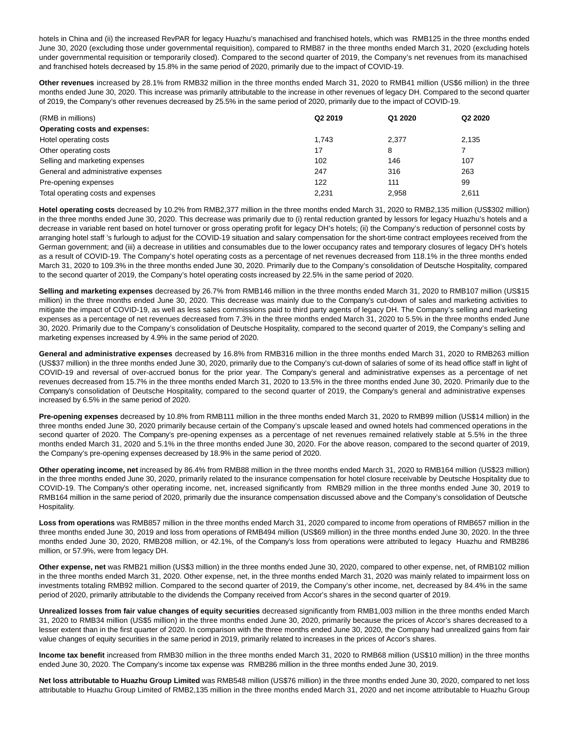hotels in China and (ii) the increased RevPAR for legacy Huazhu's manachised and franchised hotels, which was RMB125 in the three months ended June 30, 2020 (excluding those under governmental requisition), compared to RMB87 in the three months ended March 31, 2020 (excluding hotels under governmental requisition or temporarily closed). Compared to the second quarter of 2019, the Company's net revenues from its manachised and franchised hotels decreased by 15.8% in the same period of 2020, primarily due to the impact of COVID-19.

**Other revenues** increased by 28.1% from RMB32 million in the three months ended March 31, 2020 to RMB41 million (US$6 million) in the three months ended June 30, 2020. This increase was primarily attributable to the increase in other revenues of legacy DH. Compared to the second quarter of 2019, the Company's other revenues decreased by 25.5% in the same period of 2020, primarily due to the impact of COVID-19.

| (RMB in millions) | Q2 2019 | Q1 2020 | Q2 2020 |
|---|---|---|---|
| **Operating costs and expenses:** | | | |
| Hotel operating costs | 1,743 | 2,377 | 2,135 |
| Other operating costs | 17 | 8 | 7 |
| Selling and marketing expenses | 102 | 146 | 107 |
| General and administrative expenses | 247 | 316 | 263 |
| Pre-opening expenses | 122 | 111 | 99 |
| Total operating costs and expenses | 2,231 | 2,958 | 2,611 |

**Hotel operating costs** decreased by 10.2% from RMB2,377 million in the three months ended March 31, 2020 to RMB2,135 million (US$302 million) in the three months ended June 30, 2020. This decrease was primarily due to (i) rental reduction granted by lessors for legacy Huazhu's hotels and a decrease in variable rent based on hotel turnover or gross operating profit for legacy DH's hotels; (ii) the Company's reduction of personnel costs by arranging hotel staff 's furlough to adjust for the COVID-19 situation and salary compensation for the short-time contract employees received from the German government; and (iii) a decrease in utilities and consumables due to the lower occupancy rates and temporary closures of legacy DH's hotels as a result of COVID-19. The Company's hotel operating costs as a percentage of net revenues decreased from 118.1% in the three months ended March 31, 2020 to 109.3% in the three months ended June 30, 2020. Primarily due to the Company's consolidation of Deutsche Hospitality, compared to the second quarter of 2019, the Company's hotel operating costs increased by 22.5% in the same period of 2020.

**Selling and marketing expenses** decreased by 26.7% from RMB146 million in the three months ended March 31, 2020 to RMB107 million (US$15 million) in the three months ended June 30, 2020. This decrease was mainly due to the Company's cut-down of sales and marketing activities to mitigate the impact of COVID-19, as well as less sales commissions paid to third party agents of legacy DH. The Company's selling and marketing expenses as a percentage of net revenues decreased from 7.3% in the three months ended March 31, 2020 to 5.5% in the three months ended June 30, 2020. Primarily due to the Company's consolidation of Deutsche Hospitality, compared to the second quarter of 2019, the Company's selling and marketing expenses increased by 4.9% in the same period of 2020.

**General and administrative expenses** decreased by 16.8% from RMB316 million in the three months ended March 31, 2020 to RMB263 million (US$37 million) in the three months ended June 30, 2020, primarily due to the Company's cut-down of salaries of some of its head office staff in light of COVID-19 and reversal of over-accrued bonus for the prior year. The Company's general and administrative expenses as a percentage of net revenues decreased from 15.7% in the three months ended March 31, 2020 to 13.5% in the three months ended June 30, 2020. Primarily due to the Company's consolidation of Deutsche Hospitality, compared to the second quarter of 2019, the Company's general and administrative expenses increased by 6.5% in the same period of 2020.

**Pre-opening expenses** decreased by 10.8% from RMB111 million in the three months ended March 31, 2020 to RMB99 million (US$14 million) in the three months ended June 30, 2020 primarily because certain of the Company's upscale leased and owned hotels had commenced operations in the second quarter of 2020. The Company's pre-opening expenses as a percentage of net revenues remained relatively stable at 5.5% in the three months ended March 31, 2020 and 5.1% in the three months ended June 30, 2020. For the above reason, compared to the second quarter of 2019, the Company's pre-opening expenses decreased by 18.9% in the same period of 2020.

**Other operating income, net** increased by 86.4% from RMB88 million in the three months ended March 31, 2020 to RMB164 million (US$23 million) in the three months ended June 30, 2020, primarily related to the insurance compensation for hotel closure receivable by Deutsche Hospitality due to COVID-19. The Company's other operating income, net, increased significantly from RMB29 million in the three months ended June 30, 2019 to RMB164 million in the same period of 2020, primarily due the insurance compensation discussed above and the Company's consolidation of Deutsche Hospitality.

**Loss from operations** was RMB857 million in the three months ended March 31, 2020 compared to income from operations of RMB657 million in the three months ended June 30, 2019 and loss from operations of RMB494 million (US$69 million) in the three months ended June 30, 2020. In the three months ended June 30, 2020, RMB208 million, or 42.1%, of the Company's loss from operations were attributed to legacy Huazhu and RMB286 million, or 57.9%, were from legacy DH.

**Other expense, net** was RMB21 million (US$3 million) in the three months ended June 30, 2020, compared to other expense, net, of RMB102 million in the three months ended March 31, 2020. Other expense, net, in the three months ended March 31, 2020 was mainly related to impairment loss on investments totaling RMB92 million. Compared to the second quarter of 2019, the Company's other income, net, decreased by 84.4% in the same period of 2020, primarily attributable to the dividends the Company received from Accor's shares in the second quarter of 2019.

**Unrealized losses from fair value changes of equity securities** decreased significantly from RMB1,003 million in the three months ended March 31, 2020 to RMB34 million (US$5 million) in the three months ended June 30, 2020, primarily because the prices of Accor's shares decreased to a lesser extent than in the first quarter of 2020. In comparison with the three months ended June 30, 2020, the Company had unrealized gains from fair value changes of equity securities in the same period in 2019, primarily related to increases in the prices of Accor's shares.

**Income tax benefit** increased from RMB30 million in the three months ended March 31, 2020 to RMB68 million (US$10 million) in the three months ended June 30, 2020. The Company's income tax expense was RMB286 million in the three months ended June 30, 2019.

**Net loss attributable to Huazhu Group Limited** was RMB548 million (US$76 million) in the three months ended June 30, 2020, compared to net loss attributable to Huazhu Group Limited of RMB2,135 million in the three months ended March 31, 2020 and net income attributable to Huazhu Group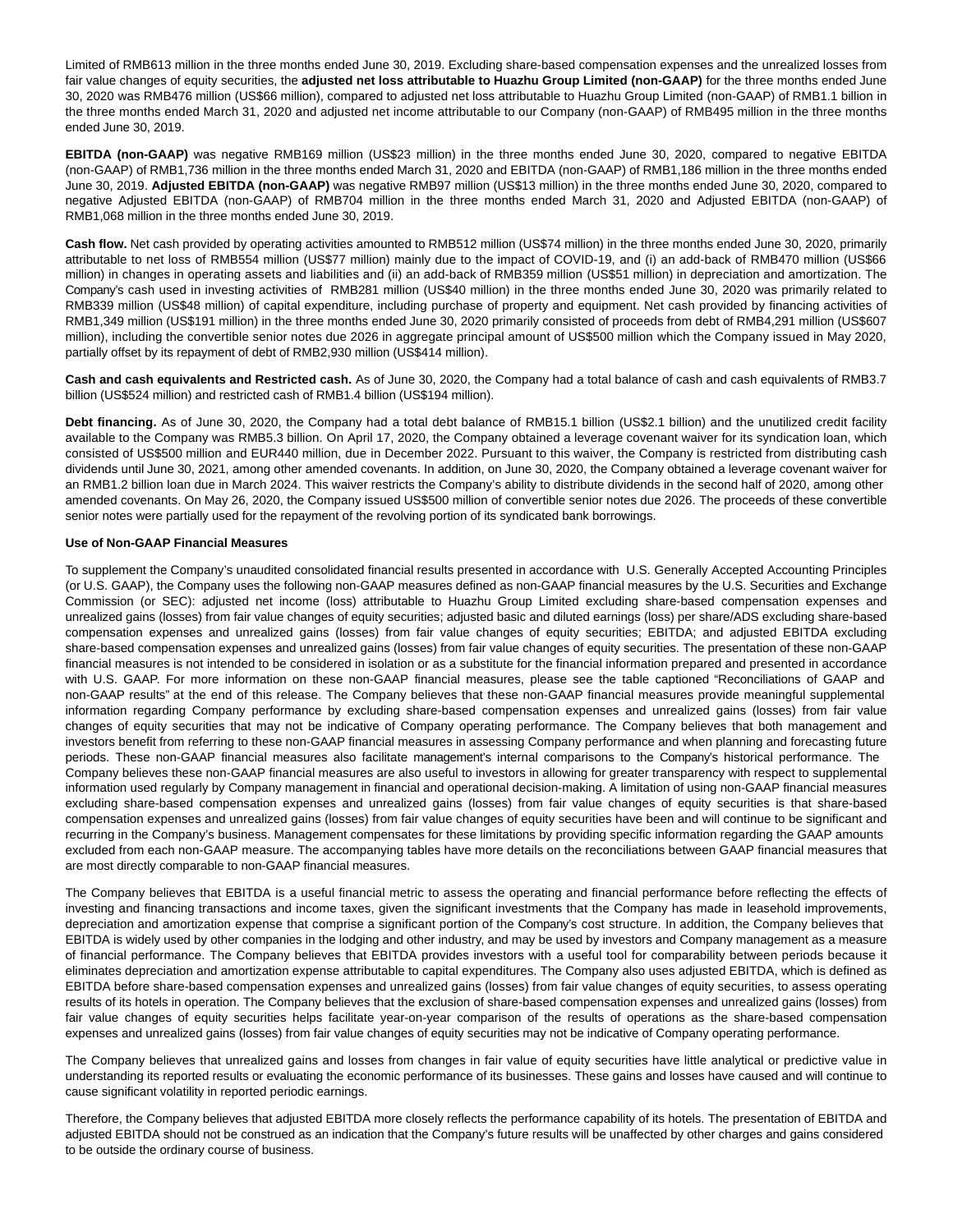Limited of RMB613 million in the three months ended June 30, 2019. Excluding share-based compensation expenses and the unrealized losses from fair value changes of equity securities, the **adjusted net loss attributable to Huazhu Group Limited (non-GAAP)** for the three months ended June 30, 2020 was RMB476 million (US$66 million), compared to adjusted net loss attributable to Huazhu Group Limited (non-GAAP) of RMB1.1 billion in the three months ended March 31, 2020 and adjusted net income attributable to our Company (non-GAAP) of RMB495 million in the three months ended June 30, 2019.

**EBITDA (non-GAAP)** was negative RMB169 million (US$23 million) in the three months ended June 30, 2020, compared to negative EBITDA (non-GAAP) of RMB1,736 million in the three months ended March 31, 2020 and EBITDA (non-GAAP) of RMB1,186 million in the three months ended June 30, 2019. **Adjusted EBITDA (non-GAAP)** was negative RMB97 million (US$13 million) in the three months ended June 30, 2020, compared to negative Adjusted EBITDA (non-GAAP) of RMB704 million in the three months ended March 31, 2020 and Adjusted EBITDA (non-GAAP) of RMB1,068 million in the three months ended June 30, 2019.

**Cash flow.** Net cash provided by operating activities amounted to RMB512 million (US$74 million) in the three months ended June 30, 2020, primarily attributable to net loss of RMB554 million (US$77 million) mainly due to the impact of COVID-19, and (i) an add-back of RMB470 million (US$66 million) in changes in operating assets and liabilities and (ii) an add-back of RMB359 million (US$51 million) in depreciation and amortization. The Company's cash used in investing activities of RMB281 million (US$40 million) in the three months ended June 30, 2020 was primarily related to RMB339 million (US$48 million) of capital expenditure, including purchase of property and equipment. Net cash provided by financing activities of RMB1,349 million (US$191 million) in the three months ended June 30, 2020 primarily consisted of proceeds from debt of RMB4,291 million (US$607 million), including the convertible senior notes due 2026 in aggregate principal amount of US$500 million which the Company issued in May 2020, partially offset by its repayment of debt of RMB2,930 million (US$414 million).

**Cash and cash equivalents and Restricted cash.** As of June 30, 2020, the Company had a total balance of cash and cash equivalents of RMB3.7 billion (US$524 million) and restricted cash of RMB1.4 billion (US$194 million).

**Debt financing.** As of June 30, 2020, the Company had a total debt balance of RMB15.1 billion (US$2.1 billion) and the unutilized credit facility available to the Company was RMB5.3 billion. On April 17, 2020, the Company obtained a leverage covenant waiver for its syndication loan, which consisted of US$500 million and EUR440 million, due in December 2022. Pursuant to this waiver, the Company is restricted from distributing cash dividends until June 30, 2021, among other amended covenants. In addition, on June 30, 2020, the Company obtained a leverage covenant waiver for an RMB1.2 billion loan due in March 2024. This waiver restricts the Company's ability to distribute dividends in the second half of 2020, among other amended covenants. On May 26, 2020, the Company issued US$500 million of convertible senior notes due 2026. The proceeds of these convertible senior notes were partially used for the repayment of the revolving portion of its syndicated bank borrowings.

**Use of Non-GAAP Financial Measures**

To supplement the Company's unaudited consolidated financial results presented in accordance with U.S. Generally Accepted Accounting Principles (or U.S. GAAP), the Company uses the following non-GAAP measures defined as non-GAAP financial measures by the U.S. Securities and Exchange Commission (or SEC): adjusted net income (loss) attributable to Huazhu Group Limited excluding share-based compensation expenses and unrealized gains (losses) from fair value changes of equity securities; adjusted basic and diluted earnings (loss) per share/ADS excluding share-based compensation expenses and unrealized gains (losses) from fair value changes of equity securities; EBITDA; and adjusted EBITDA excluding share-based compensation expenses and unrealized gains (losses) from fair value changes of equity securities. The presentation of these non-GAAP financial measures is not intended to be considered in isolation or as a substitute for the financial information prepared and presented in accordance with U.S. GAAP. For more information on these non-GAAP financial measures, please see the table captioned "Reconciliations of GAAP and non-GAAP results" at the end of this release. The Company believes that these non-GAAP financial measures provide meaningful supplemental information regarding Company performance by excluding share-based compensation expenses and unrealized gains (losses) from fair value changes of equity securities that may not be indicative of Company operating performance. The Company believes that both management and investors benefit from referring to these non-GAAP financial measures in assessing Company performance and when planning and forecasting future periods. These non-GAAP financial measures also facilitate management's internal comparisons to the Company's historical performance. The Company believes these non-GAAP financial measures are also useful to investors in allowing for greater transparency with respect to supplemental information used regularly by Company management in financial and operational decision-making. A limitation of using non-GAAP financial measures excluding share-based compensation expenses and unrealized gains (losses) from fair value changes of equity securities is that share-based compensation expenses and unrealized gains (losses) from fair value changes of equity securities have been and will continue to be significant and recurring in the Company's business. Management compensates for these limitations by providing specific information regarding the GAAP amounts excluded from each non-GAAP measure. The accompanying tables have more details on the reconciliations between GAAP financial measures that are most directly comparable to non-GAAP financial measures.

The Company believes that EBITDA is a useful financial metric to assess the operating and financial performance before reflecting the effects of investing and financing transactions and income taxes, given the significant investments that the Company has made in leasehold improvements, depreciation and amortization expense that comprise a significant portion of the Company's cost structure. In addition, the Company believes that EBITDA is widely used by other companies in the lodging and other industry, and may be used by investors and Company management as a measure of financial performance. The Company believes that EBITDA provides investors with a useful tool for comparability between periods because it eliminates depreciation and amortization expense attributable to capital expenditures. The Company also uses adjusted EBITDA, which is defined as EBITDA before share-based compensation expenses and unrealized gains (losses) from fair value changes of equity securities, to assess operating results of its hotels in operation. The Company believes that the exclusion of share-based compensation expenses and unrealized gains (losses) from fair value changes of equity securities helps facilitate year-on-year comparison of the results of operations as the share-based compensation expenses and unrealized gains (losses) from fair value changes of equity securities may not be indicative of Company operating performance.

The Company believes that unrealized gains and losses from changes in fair value of equity securities have little analytical or predictive value in understanding its reported results or evaluating the economic performance of its businesses. These gains and losses have caused and will continue to cause significant volatility in reported periodic earnings.

Therefore, the Company believes that adjusted EBITDA more closely reflects the performance capability of its hotels. The presentation of EBITDA and adjusted EBITDA should not be construed as an indication that the Company's future results will be unaffected by other charges and gains considered to be outside the ordinary course of business.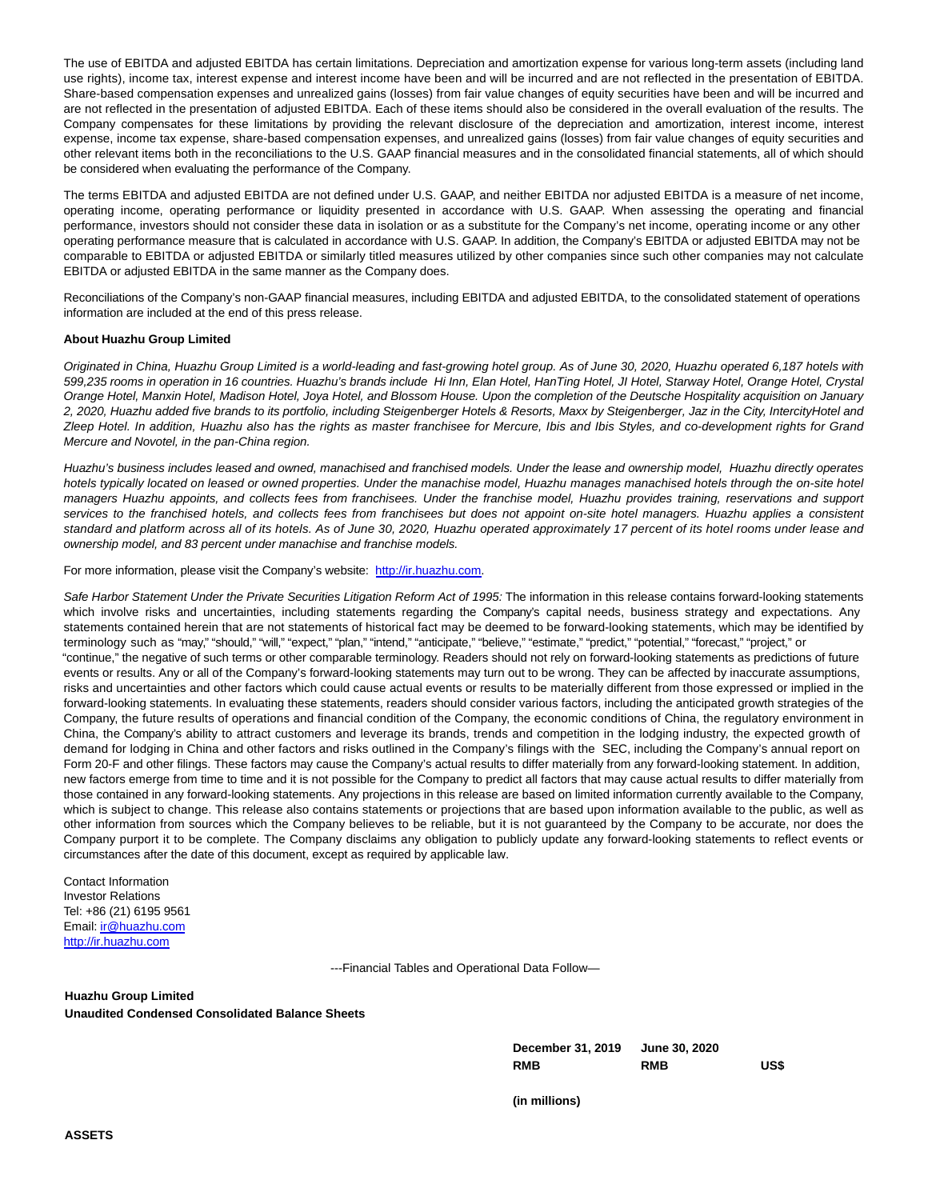The use of EBITDA and adjusted EBITDA has certain limitations. Depreciation and amortization expense for various long-term assets (including land use rights), income tax, interest expense and interest income have been and will be incurred and are not reflected in the presentation of EBITDA. Share-based compensation expenses and unrealized gains (losses) from fair value changes of equity securities have been and will be incurred and are not reflected in the presentation of adjusted EBITDA. Each of these items should also be considered in the overall evaluation of the results. The Company compensates for these limitations by providing the relevant disclosure of the depreciation and amortization, interest income, interest expense, income tax expense, share-based compensation expenses, and unrealized gains (losses) from fair value changes of equity securities and other relevant items both in the reconciliations to the U.S. GAAP financial measures and in the consolidated financial statements, all of which should be considered when evaluating the performance of the Company.

The terms EBITDA and adjusted EBITDA are not defined under U.S. GAAP, and neither EBITDA nor adjusted EBITDA is a measure of net income, operating income, operating performance or liquidity presented in accordance with U.S. GAAP. When assessing the operating and financial performance, investors should not consider these data in isolation or as a substitute for the Company's net income, operating income or any other operating performance measure that is calculated in accordance with U.S. GAAP. In addition, the Company's EBITDA or adjusted EBITDA may not be comparable to EBITDA or adjusted EBITDA or similarly titled measures utilized by other companies since such other companies may not calculate EBITDA or adjusted EBITDA in the same manner as the Company does.

Reconciliations of the Company's non-GAAP financial measures, including EBITDA and adjusted EBITDA, to the consolidated statement of operations information are included at the end of this press release.

**About Huazhu Group Limited**

*Originated in China, Huazhu Group Limited is a world-leading and fast-growing hotel group. As of June 30, 2020, Huazhu operated 6,187 hotels with 599,235 rooms in operation in 16 countries. Huazhu's brands include Hi Inn, Elan Hotel, HanTing Hotel, JI Hotel, Starway Hotel, Orange Hotel, Crystal Orange Hotel, Manxin Hotel, Madison Hotel, Joya Hotel, and Blossom House. Upon the completion of the Deutsche Hospitality acquisition on January 2, 2020, Huazhu added five brands to its portfolio, including Steigenberger Hotels & Resorts, Maxx by Steigenberger, Jaz in the City, IntercityHotel and Zleep Hotel. In addition, Huazhu also has the rights as master franchisee for Mercure, Ibis and Ibis Styles, and co-development rights for Grand Mercure and Novotel, in the pan-China region.*

*Huazhu's business includes leased and owned, manachised and franchised models. Under the lease and ownership model, Huazhu directly operates hotels typically located on leased or owned properties. Under the manachise model, Huazhu manages manachised hotels through the on-site hotel managers Huazhu appoints, and collects fees from franchisees. Under the franchise model, Huazhu provides training, reservations and support services to the franchised hotels, and collects fees from franchisees but does not appoint on-site hotel managers. Huazhu applies a consistent standard and platform across all of its hotels. As of June 30, 2020, Huazhu operated approximately 17 percent of its hotel rooms under lease and ownership model, and 83 percent under manachise and franchise models.*

For more information, please visit the Company's website: http://ir.huazhu.com.

*Safe Harbor Statement Under the Private Securities Litigation Reform Act of 1995:* The information in this release contains forward-looking statements which involve risks and uncertainties, including statements regarding the Company's capital needs, business strategy and expectations. Any statements contained herein that are not statements of historical fact may be deemed to be forward-looking statements, which may be identified by terminology such as "may," "should," "will," "expect," "plan," "intend," "anticipate," "believe," "estimate," "predict," "potential," "forecast," "project," or "continue," the negative of such terms or other comparable terminology. Readers should not rely on forward-looking statements as predictions of future events or results. Any or all of the Company's forward-looking statements may turn out to be wrong. They can be affected by inaccurate assumptions, risks and uncertainties and other factors which could cause actual events or results to be materially different from those expressed or implied in the forward-looking statements. In evaluating these statements, readers should consider various factors, including the anticipated growth strategies of the Company, the future results of operations and financial condition of the Company, the economic conditions of China, the regulatory environment in China, the Company's ability to attract customers and leverage its brands, trends and competition in the lodging industry, the expected growth of demand for lodging in China and other factors and risks outlined in the Company's filings with the SEC, including the Company's annual report on Form 20-F and other filings. These factors may cause the Company's actual results to differ materially from any forward-looking statement. In addition, new factors emerge from time to time and it is not possible for the Company to predict all factors that may cause actual results to differ materially from those contained in any forward-looking statements. Any projections in this release are based on limited information currently available to the Company, which is subject to change. This release also contains statements or projections that are based upon information available to the public, as well as other information from sources which the Company believes to be reliable, but it is not guaranteed by the Company to be accurate, nor does the Company purport it to be complete. The Company disclaims any obligation to publicly update any forward-looking statements to reflect events or circumstances after the date of this document, except as required by applicable law.

Contact Information
Investor Relations
Tel: +86 (21) 6195 9561
Email: ir@huazhu.com
http://ir.huazhu.com

---Financial Tables and Operational Data Follow—

**Huazhu Group Limited**
**Unaudited Condensed Consolidated Balance Sheets**

| | December 31, 2019 | June 30, 2020 | |
|---|---|---|---|
| | RMB | RMB | US$ |
| | (in millions) | | |
| **ASSETS** | | | |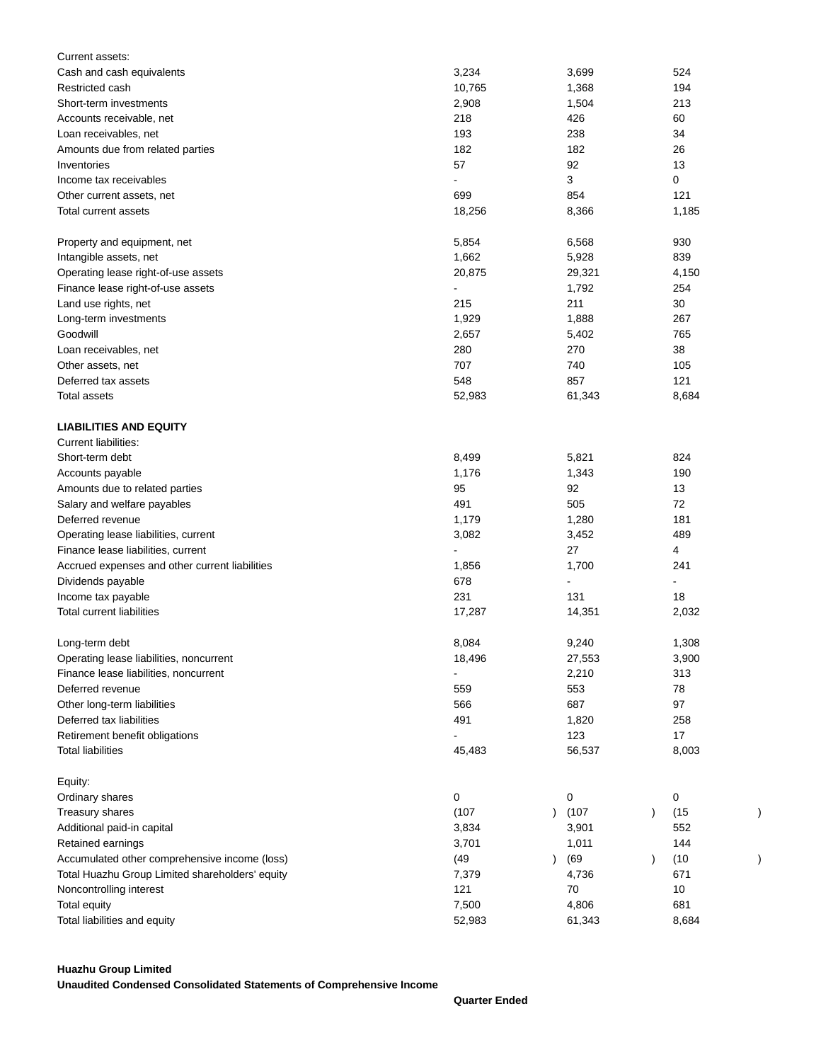| | | | |
|---|---|---|---|
| Current assets: | | | |
| Cash and cash equivalents | 3,234 | 3,699 | 524 |
| Restricted cash | 10,765 | 1,368 | 194 |
| Short-term investments | 2,908 | 1,504 | 213 |
| Accounts receivable, net | 218 | 426 | 60 |
| Loan receivables, net | 193 | 238 | 34 |
| Amounts due from related parties | 182 | 182 | 26 |
| Inventories | 57 | 92 | 13 |
| Income tax receivables | - | 3 | 0 |
| Other current assets, net | 699 | 854 | 121 |
| Total current assets | 18,256 | 8,366 | 1,185 |
| | | | |
| Property and equipment, net | 5,854 | 6,568 | 930 |
| Intangible assets, net | 1,662 | 5,928 | 839 |
| Operating lease right-of-use assets | 20,875 | 29,321 | 4,150 |
| Finance lease right-of-use assets | - | 1,792 | 254 |
| Land use rights, net | 215 | 211 | 30 |
| Long-term investments | 1,929 | 1,888 | 267 |
| Goodwill | 2,657 | 5,402 | 765 |
| Loan receivables, net | 280 | 270 | 38 |
| Other assets, net | 707 | 740 | 105 |
| Deferred tax assets | 548 | 857 | 121 |
| Total assets | 52,983 | 61,343 | 8,684 |
| | | | |
| **LIABILITIES AND EQUITY** | | | |
| Current liabilities: | | | |
| Short-term debt | 8,499 | 5,821 | 824 |
| Accounts payable | 1,176 | 1,343 | 190 |
| Amounts due to related parties | 95 | 92 | 13 |
| Salary and welfare payables | 491 | 505 | 72 |
| Deferred revenue | 1,179 | 1,280 | 181 |
| Operating lease liabilities, current | 3,082 | 3,452 | 489 |
| Finance lease liabilities, current | - | 27 | 4 |
| Accrued expenses and other current liabilities | 1,856 | 1,700 | 241 |
| Dividends payable | 678 | - | - |
| Income tax payable | 231 | 131 | 18 |
| Total current liabilities | 17,287 | 14,351 | 2,032 |
| | | | |
| Long-term debt | 8,084 | 9,240 | 1,308 |
| Operating lease liabilities, noncurrent | 18,496 | 27,553 | 3,900 |
| Finance lease liabilities, noncurrent | - | 2,210 | 313 |
| Deferred revenue | 559 | 553 | 78 |
| Other long-term liabilities | 566 | 687 | 97 |
| Deferred tax liabilities | 491 | 1,820 | 258 |
| Retirement benefit obligations | - | 123 | 17 |
| Total liabilities | 45,483 | 56,537 | 8,003 |
| | | | |
| Equity: | | | |
| Ordinary shares | 0 | 0 | 0 |
| Treasury shares | (107) | (107) | (15) |
| Additional paid-in capital | 3,834 | 3,901 | 552 |
| Retained earnings | 3,701 | 1,011 | 144 |
| Accumulated other comprehensive income (loss) | (49) | (69) | (10) |
| Total Huazhu Group Limited shareholders' equity | 7,379 | 4,736 | 671 |
| Noncontrolling interest | 121 | 70 | 10 |
| Total equity | 7,500 | 4,806 | 681 |
| Total liabilities and equity | 52,983 | 61,343 | 8,684 |

**Huazhu Group Limited**

**Unaudited Condensed Consolidated Statements of Comprehensive Income**

**Quarter Ended**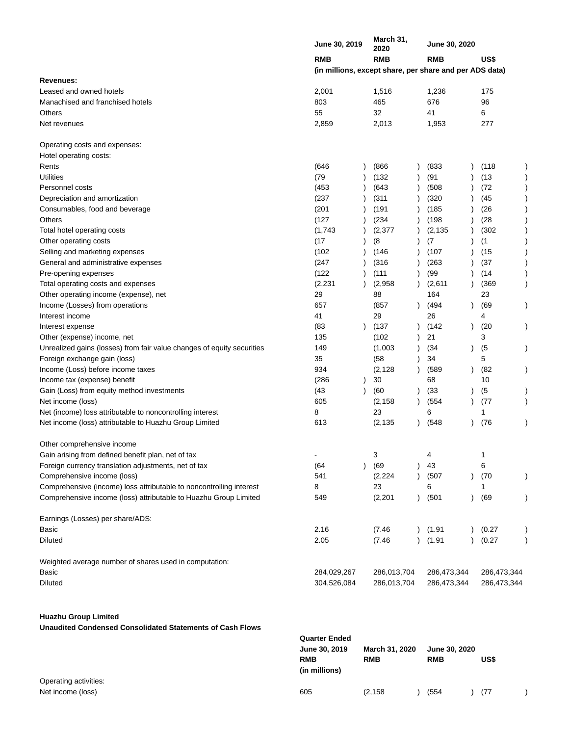| | June 30, 2019 | March 31, 2020 | June 30, 2020 | |
|---|---|---|---|---|
| | RMB | RMB | RMB | US$ |
| | (in millions, except share, per share and per ADS data) | | | |
| **Revenues:** | | | | |
| Leased and owned hotels | 2,001 | 1,516 | 1,236 | 175 |
| Manachised and franchised hotels | 803 | 465 | 676 | 96 |
| Others | 55 | 32 | 41 | 6 |
| Net revenues | 2,859 | 2,013 | 1,953 | 277 |
| | | | | |
| Operating costs and expenses: | | | | |
| Hotel operating costs: | | | | |
| Rents | (646) | (866) | (833) | (118) |
| Utilities | (79) | (132) | (91) | (13) |
| Personnel costs | (453) | (643) | (508) | (72) |
| Depreciation and amortization | (237) | (311) | (320) | (45) |
| Consumables, food and beverage | (201) | (191) | (185) | (26) |
| Others | (127) | (234) | (198) | (28) |
| Total hotel operating costs | (1,743) | (2,377) | (2,135) | (302) |
| Other operating costs | (17) | (8) | (7) | (1) |
| Selling and marketing expenses | (102) | (146) | (107) | (15) |
| General and administrative expenses | (247) | (316) | (263) | (37) |
| Pre-opening expenses | (122) | (111) | (99) | (14) |
| Total operating costs and expenses | (2,231) | (2,958) | (2,611) | (369) |
| Other operating income (expense), net | 29 | 88 | 164 | 23 |
| Income (Losses) from operations | 657 | (857) | (494) | (69) |
| Interest income | 41 | 29 | 26 | 4 |
| Interest expense | (83) | (137) | (142) | (20) |
| Other (expense) income, net | 135 | (102) | 21 | 3 |
| Unrealized gains (losses) from fair value changes of equity securities | 149 | (1,003) | (34) | (5) |
| Foreign exchange gain (loss) | 35 | (58) | 34 | 5 |
| Income (Loss) before income taxes | 934 | (2,128) | (589) | (82) |
| Income tax (expense) benefit | (286) | 30 | 68 | 10 |
| Gain (Loss) from equity method investments | (43) | (60) | (33) | (5) |
| Net income (loss) | 605 | (2,158) | (554) | (77) |
| Net (income) loss attributable to noncontrolling interest | 8 | 23 | 6 | 1 |
| Net income (loss) attributable to Huazhu Group Limited | 613 | (2,135) | (548) | (76) |
| | | | | |
| Other comprehensive income | | | | |
| Gain arising from defined benefit plan, net of tax | - | 3 | 4 | 1 |
| Foreign currency translation adjustments, net of tax | (64) | (69) | 43 | 6 |
| Comprehensive income (loss) | 541 | (2,224) | (507) | (70) |
| Comprehensive (income) loss attributable to noncontrolling interest | 8 | 23 | 6 | 1 |
| Comprehensive income (loss) attributable to Huazhu Group Limited | 549 | (2,201) | (501) | (69) |
| | | | | |
| Earnings (Losses) per share/ADS: | | | | |
| Basic | 2.16 | (7.46) | (1.91) | (0.27) |
| Diluted | 2.05 | (7.46) | (1.91) | (0.27) |
| | | | | |
| Weighted average number of shares used in computation: | | | | |
| Basic | 284,029,267 | 286,013,704 | 286,473,344 | 286,473,344 |
| Diluted | 304,526,084 | 286,013,704 | 286,473,344 | 286,473,344 |

**Huazhu Group Limited**
**Unaudited Condensed Consolidated Statements of Cash Flows**

| | Quarter Ended | | | |
|---|---|---|---|---|
| | June 30, 2019 | March 31, 2020 | June 30, 2020 | |
| | RMB | RMB | RMB | US$ |
| | (in millions) | | | |
| Operating activities: | | | | |
| Net income (loss) | 605 | (2,158) | (554) | (77) |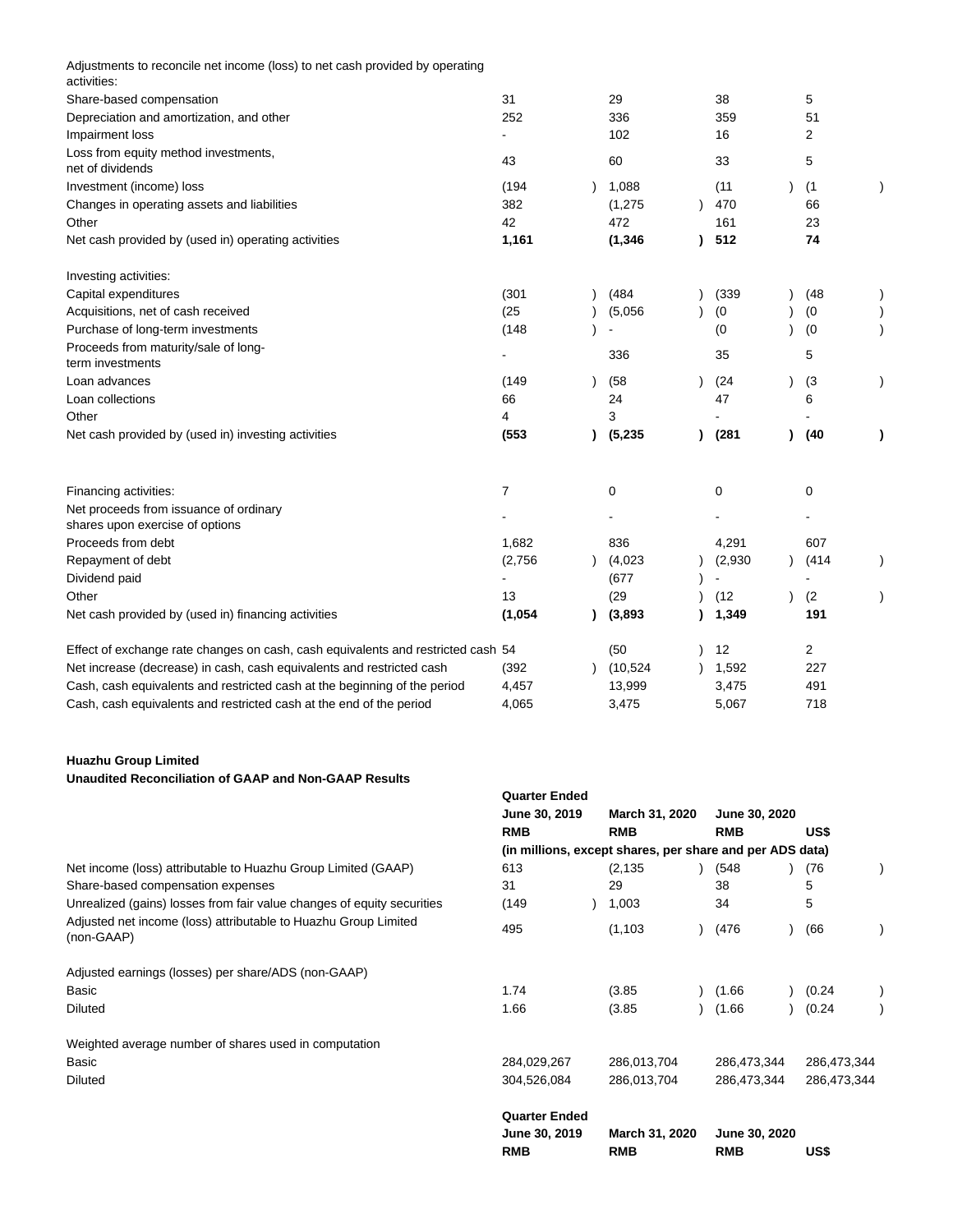| | | | | |
|---|---|---|---|---|
| Adjustments to reconcile net income (loss) to net cash provided by operating activities: | | | | |
| Share-based compensation | 31 | 29 | 38 | 5 |
| Depreciation and amortization, and other | 252 | 336 | 359 | 51 |
| Impairment loss | - | 102 | 16 | 2 |
| Loss from equity method investments, net of dividends | 43 | 60 | 33 | 5 |
| Investment (income) loss | (194) | 1,088 | (11) | (1) |
| Changes in operating assets and liabilities | 382 | (1,275) | 470 | 66 |
| Other | 42 | 472 | 161 | 23 |
| **Net cash provided by (used in) operating activities** | **1,161** | **(1,346)** | **512** | **74** |
| | | | | |
| Investing activities: | | | | |
| Capital expenditures | (301) | (484) | (339) | (48) |
| Acquisitions, net of cash received | (25) | (5,056) | (0) | (0) |
| Purchase of long-term investments | (148) | - | (0) | (0) |
| Proceeds from maturity/sale of long-term investments | - | 336 | 35 | 5 |
| Loan advances | (149) | (58) | (24) | (3) |
| Loan collections | 66 | 24 | 47 | 6 |
| Other | 4 | 3 | - | - |
| **Net cash provided by (used in) investing activities** | **(553)** | **(5,235)** | **(281)** | **(40)** |
| | | | | |
| Financing activities: | 7 | 0 | 0 | 0 |
| Net proceeds from issuance of ordinary shares upon exercise of options | - | - | - | - |
| Proceeds from debt | 1,682 | 836 | 4,291 | 607 |
| Repayment of debt | (2,756) | (4,023) | (2,930) | (414) |
| Dividend paid | - | (677) | - | - |
| Other | 13 | (29) | (12) | (2) |
| **Net cash provided by (used in) financing activities** | **(1,054)** | **(3,893)** | **1,349** | **191** |
| | | | | |
| Effect of exchange rate changes on cash, cash equivalents and restricted cash | 54 | (50) | 12 | 2 |
| Net increase (decrease) in cash, cash equivalents and restricted cash | (392) | (10,524) | 1,592 | 227 |
| Cash, cash equivalents and restricted cash at the beginning of the period | 4,457 | 13,999 | 3,475 | 491 |
| Cash, cash equivalents and restricted cash at the end of the period | 4,065 | 3,475 | 5,067 | 718 |

**Huazhu Group Limited**
**Unaudited Reconciliation of GAAP and Non-GAAP Results**

| | **Quarter Ended** | | | |
|---|---|---|---|---|
| | **June 30, 2019** | **March 31, 2020** | **June 30, 2020** | |
| | **RMB** | **RMB** | **RMB** | **US$** |
| | **(in millions, except shares, per share and per ADS data)** | | | |
| Net income (loss) attributable to Huazhu Group Limited (GAAP) | 613 | (2,135) | (548) | (76) |
| Share-based compensation expenses | 31 | 29 | 38 | 5 |
| Unrealized (gains) losses from fair value changes of equity securities | (149) | 1,003 | 34 | 5 |
| Adjusted net income (loss) attributable to Huazhu Group Limited (non-GAAP) | 495 | (1,103) | (476) | (66) |
| | | | | |
| Adjusted earnings (losses) per share/ADS (non-GAAP) | | | | |
| Basic | 1.74 | (3.85) | (1.66) | (0.24) |
| Diluted | 1.66 | (3.85) | (1.66) | (0.24) |
| | | | | |
| Weighted average number of shares used in computation | | | | |
| Basic | 284,029,267 | 286,013,704 | 286,473,344 | 286,473,344 |
| Diluted | 304,526,084 | 286,013,704 | 286,473,344 | 286,473,344 |

| | **Quarter Ended** | | | |
|---|---|---|---|---|
| | **June 30, 2019** | **March 31, 2020** | **June 30, 2020** | |
| | **RMB** | **RMB** | **RMB** | **US$** |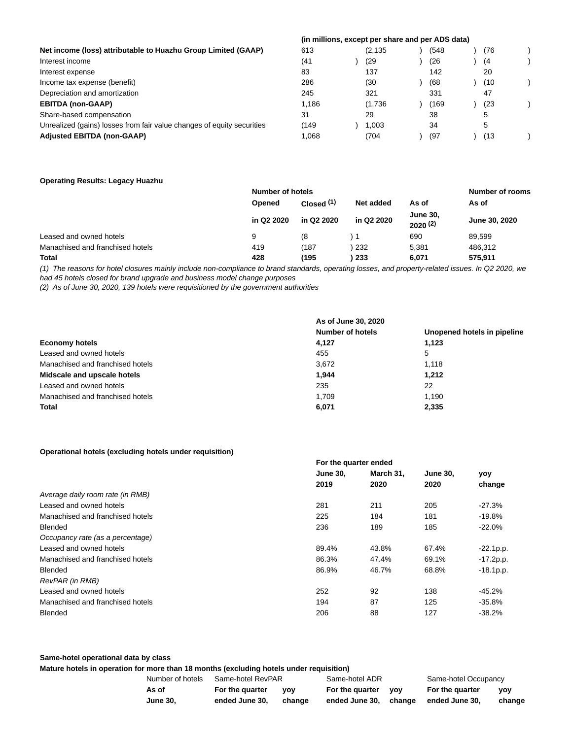| | (in millions, except per share and per ADS data) | | | |
|---|---|---|---|---|
| **Net income (loss) attributable to Huazhu Group Limited (GAAP)** | 613 | (2,135) | (548) | (76) |
| Interest income | (41) | (29) | (26) | (4) |
| Interest expense | 83 | 137 | 142 | 20 |
| Income tax expense (benefit) | 286 | (30) | (68) | (10) |
| Depreciation and amortization | 245 | 321 | 331 | 47 |
| **EBITDA (non-GAAP)** | 1,186 | (1,736) | (169) | (23) |
| Share-based compensation | 31 | 29 | 38 | 5 |
| Unrealized (gains) losses from fair value changes of equity securities | (149) | 1,003 | 34 | 5 |
| **Adjusted EBITDA (non-GAAP)** | 1,068 | (704) | (97) | (13) |

**Operating Results: Legacy Huazhu**

| | Number of hotels | | | | Number of rooms |
|---|---|---|---|---|---|
| | **Opened in Q2 2020** | **Closed (1) in Q2 2020** | **Net added in Q2 2020** | **As of June 30, 2020 (2)** | **As of June 30, 2020** |
| Leased and owned hotels | 9 | (8) | 1 | 690 | 89,599 |
| Manachised and franchised hotels | 419 | (187) | 232 | 5,381 | 486,312 |
| **Total** | **428** | **(195)** | **233** | **6,071** | **575,911** |

*(1) The reasons for hotel closures mainly include non-compliance to brand standards, operating losses, and property-related issues. In Q2 2020, we had 45 hotels closed for brand upgrade and business model change purposes*

*(2) As of June 30, 2020, 139 hotels were requisitioned by the government authorities*

| | As of June 30, 2020 | |
|---|---|---|
| | **Number of hotels** | **Unopened hotels in pipeline** |
| **Economy hotels** | **4,127** | **1,123** |
| Leased and owned hotels | 455 | 5 |
| Manachised and franchised hotels | 3,672 | 1,118 |
| **Midscale and upscale hotels** | **1,944** | **1,212** |
| Leased and owned hotels | 235 | 22 |
| Manachised and franchised hotels | 1,709 | 1,190 |
| **Total** | **6,071** | **2,335** |

**Operational hotels (excluding hotels under requisition)**

| | For the quarter ended | | | |
|---|---|---|---|---|
| | **June 30, 2019** | **March 31, 2020** | **June 30, 2020** | **yoy change** |
| *Average daily room rate (in RMB)* | | | | |
| Leased and owned hotels | 281 | 211 | 205 | -27.3% |
| Manachised and franchised hotels | 225 | 184 | 181 | -19.8% |
| Blended | 236 | 189 | 185 | -22.0% |
| *Occupancy rate (as a percentage)* | | | | |
| Leased and owned hotels | 89.4% | 43.8% | 67.4% | -22.1p.p. |
| Manachised and franchised hotels | 86.3% | 47.4% | 69.1% | -17.2p.p. |
| Blended | 86.9% | 46.7% | 68.8% | -18.1p.p. |
| *RevPAR (in RMB)* | | | | |
| Leased and owned hotels | 252 | 92 | 138 | -45.2% |
| Manachised and franchised hotels | 194 | 87 | 125 | -35.8% |
| Blended | 206 | 88 | 127 | -38.2% |

**Same-hotel operational data by class**

**Mature hotels in operation for more than 18 months (excluding hotels under requisition)**

| Number of hotels | Same-hotel RevPAR | | Same-hotel ADR | | Same-hotel Occupancy | |
|---|---|---|---|---|---|---|
| **As of June 30,** | **For the quarter ended June 30,** | **yoy change** | **For the quarter ended June 30,** | **yoy change** | **For the quarter ended June 30,** | **yoy change** |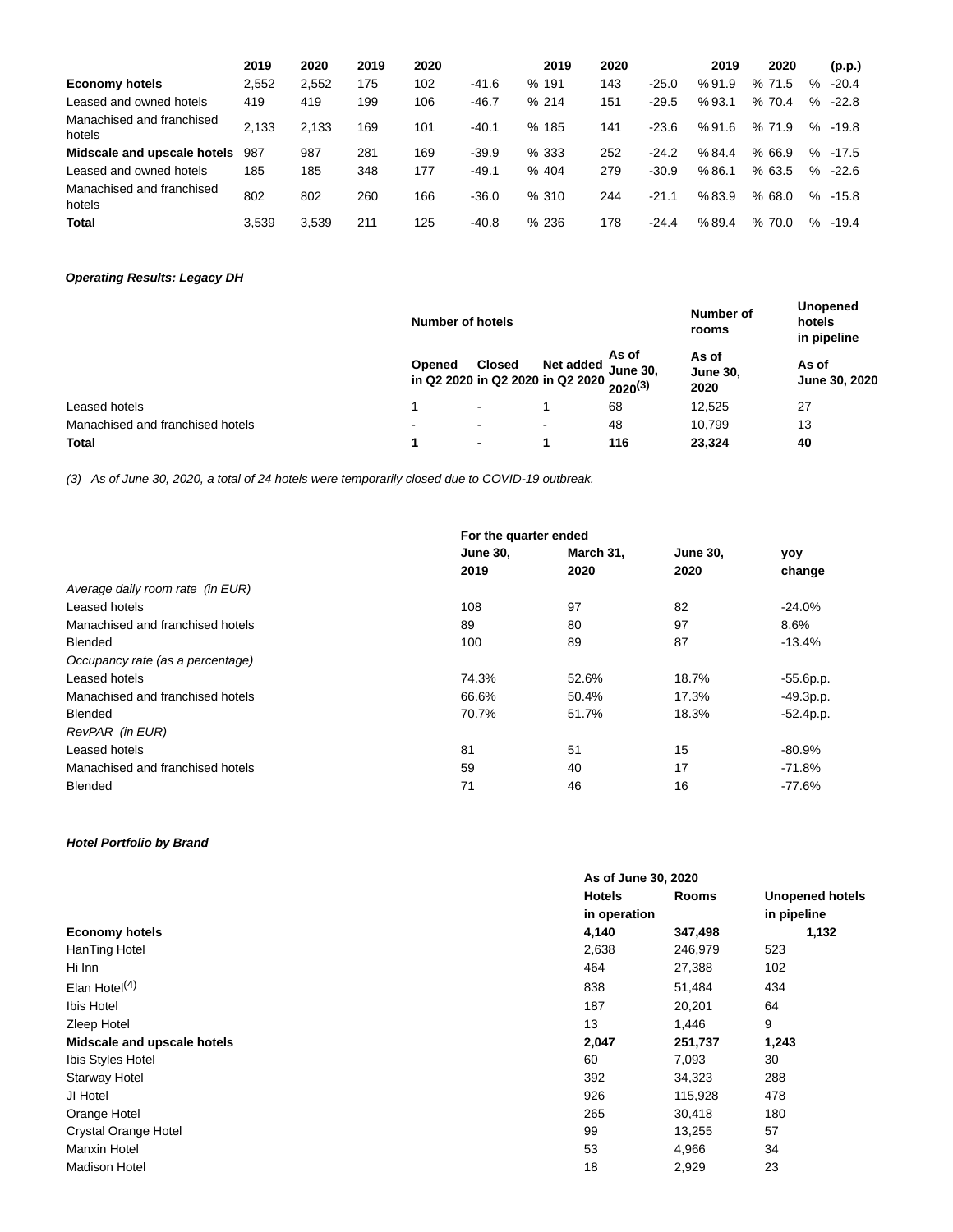| | 2019 | 2020 | 2019 | 2020 | | 2019 | 2020 | | 2019 | 2020 | (p.p.) |
|---|---|---|---|---|---|---|---|---|---|---|---|
| **Economy hotels** | 2,552 | 2,552 | 175 | 102 | -41.6 % | 191 | 143 | -25.0 % | 91.9 % | 71.5 % | -20.4 |
| Leased and owned hotels | 419 | 419 | 199 | 106 | -46.7 % | 214 | 151 | -29.5 % | 93.1 % | 70.4 % | -22.8 |
| Manachised and franchised hotels | 2,133 | 2,133 | 169 | 101 | -40.1 % | 185 | 141 | -23.6 % | 91.6 % | 71.9 % | -19.8 |
| **Midscale and upscale hotels** | 987 | 987 | 281 | 169 | -39.9 % | 333 | 252 | -24.2 % | 84.4 % | 66.9 % | -17.5 |
| Leased and owned hotels | 185 | 185 | 348 | 177 | -49.1 % | 404 | 279 | -30.9 % | 86.1 % | 63.5 % | -22.6 |
| Manachised and franchised hotels | 802 | 802 | 260 | 166 | -36.0 % | 310 | 244 | -21.1 % | 83.9 % | 68.0 % | -15.8 |
| **Total** | 3,539 | 3,539 | 211 | 125 | -40.8 % | 236 | 178 | -24.4 % | 89.4 % | 70.0 % | -19.4 |

***Operating Results: Legacy DH***

| | Number of hotels | | | | Number of rooms | Unopened hotels in pipeline |
|---|---|---|---|---|---|---|
| | **Opened** in Q2 2020 | **Closed** in Q2 2020 | **Net added** in Q2 2020 | **As of June 30, 2020[(3)]** | **As of June 30, 2020** | **As of June 30, 2020** |
| Leased hotels | 1 | - | 1 | 68 | 12,525 | 27 |
| Manachised and franchised hotels | - | - | - | 48 | 10,799 | 13 |
| **Total** | **1** | **-** | **1** | **116** | **23,324** | **40** |

*(3) As of June 30, 2020, a total of 24 hotels were temporarily closed due to COVID-19 outbreak.*

| | For the quarter ended | | | |
|---|---|---|---|---|
| | **June 30, 2019** | **March 31, 2020** | **June 30, 2020** | **yoy change** |
| *Average daily room rate (in EUR)* | | | | |
| Leased hotels | 108 | 97 | 82 | -24.0% |
| Manachised and franchised hotels | 89 | 80 | 97 | 8.6% |
| Blended | 100 | 89 | 87 | -13.4% |
| *Occupancy rate (as a percentage)* | | | | |
| Leased hotels | 74.3% | 52.6% | 18.7% | -55.6p.p. |
| Manachised and franchised hotels | 66.6% | 50.4% | 17.3% | -49.3p.p. |
| Blended | 70.7% | 51.7% | 18.3% | -52.4p.p. |
| *RevPAR (in EUR)* | | | | |
| Leased hotels | 81 | 51 | 15 | -80.9% |
| Manachised and franchised hotels | 59 | 40 | 17 | -71.8% |
| Blended | 71 | 46 | 16 | -77.6% |

***Hotel Portfolio by Brand***

| | As of June 30, 2020 | | |
|---|---|---|---|
| | **Hotels in operation** | **Rooms** | **Unopened hotels in pipeline** |
| **Economy hotels** | **4,140** | **347,498** | **1,132** |
| HanTing Hotel | 2,638 | 246,979 | 523 |
| Hi Inn | 464 | 27,388 | 102 |
| Elan Hotel[(4)] | 838 | 51,484 | 434 |
| Ibis Hotel | 187 | 20,201 | 64 |
| Zleep Hotel | 13 | 1,446 | 9 |
| **Midscale and upscale hotels** | **2,047** | **251,737** | **1,243** |
| Ibis Styles Hotel | 60 | 7,093 | 30 |
| Starway Hotel | 392 | 34,323 | 288 |
| JI Hotel | 926 | 115,928 | 478 |
| Orange Hotel | 265 | 30,418 | 180 |
| Crystal Orange Hotel | 99 | 13,255 | 57 |
| Manxin Hotel | 53 | 4,966 | 34 |
| Madison Hotel | 18 | 2,929 | 23 |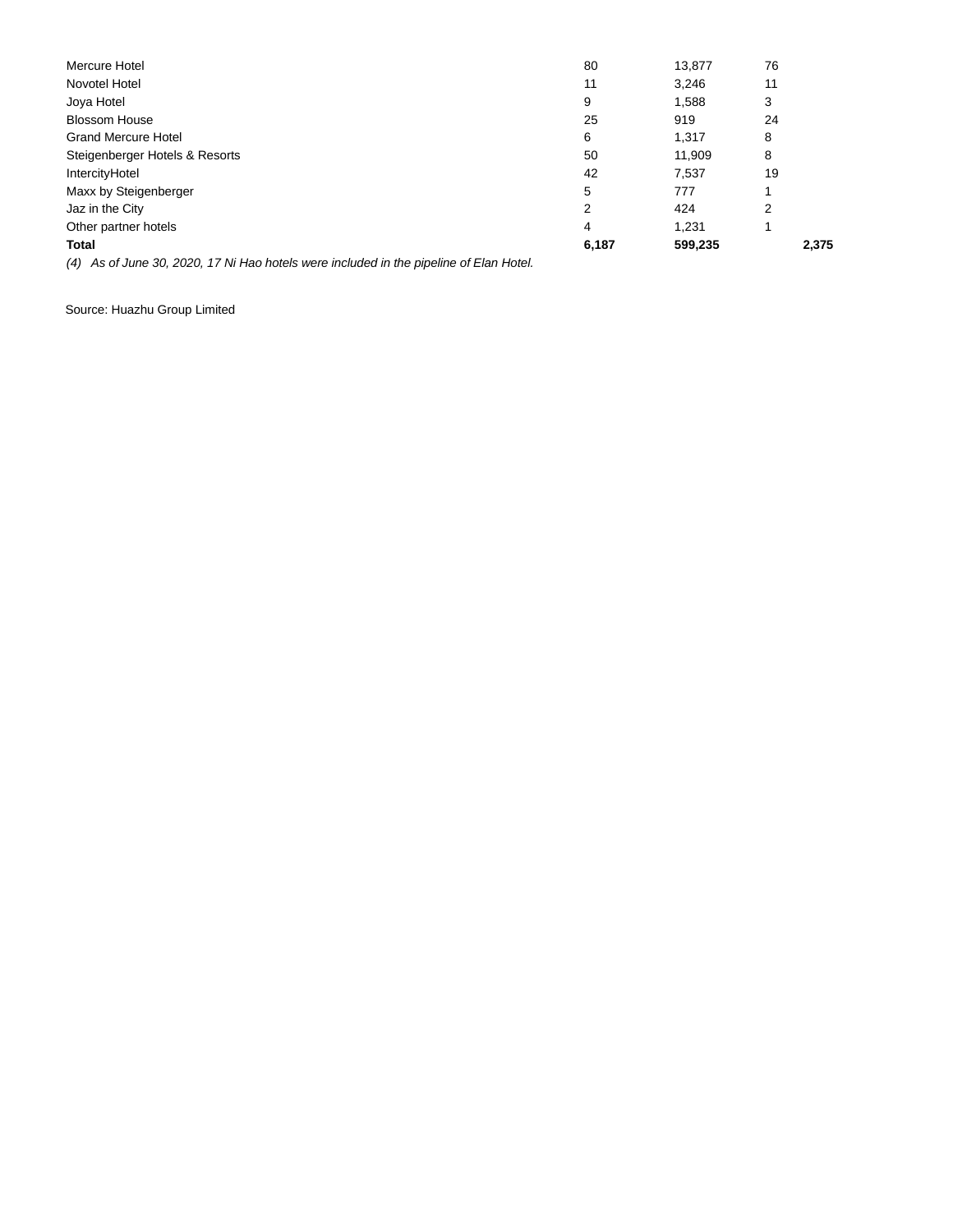| | | | |
|---|---|---|---|
| Mercure Hotel | 80 | 13,877 | 76 |
| Novotel Hotel | 11 | 3,246 | 11 |
| Joya Hotel | 9 | 1,588 | 3 |
| Blossom House | 25 | 919 | 24 |
| Grand Mercure Hotel | 6 | 1,317 | 8 |
| Steigenberger Hotels & Resorts | 50 | 11,909 | 8 |
| IntercityHotel | 42 | 7,537 | 19 |
| Maxx by Steigenberger | 5 | 777 | 1 |
| Jaz in the City | 2 | 424 | 2 |
| Other partner hotels | 4 | 1,231 | 1 |
| **Total** | **6,187** | **599,235** | **2,375** |

*(4) As of June 30, 2020, 17 Ni Hao hotels were included in the pipeline of Elan Hotel.*

Source: Huazhu Group Limited